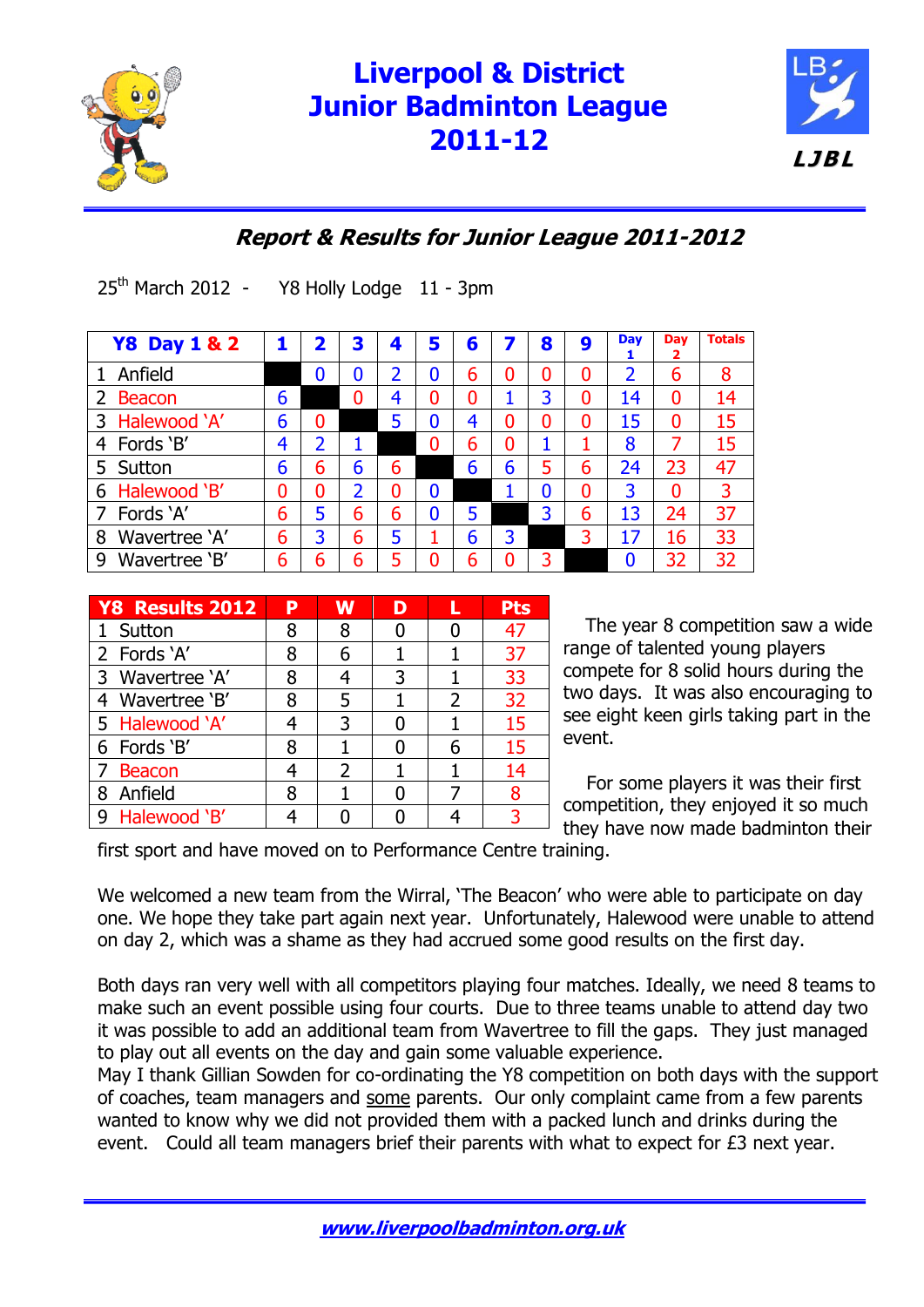# Liverpool & District Junior Badminton League 2011-12

LJBL

## *Report & Results for Junior League 2011-2012*

25th March 2012 - Y8 Holly Lodge 11 - 3pm

| Y8 Day 1 & 2 | 1 | 2 | 3 | 4 | 5 | 6 | 7 | 8 | 9 | Day 1 | Day 2 | Totals |
|---|---|---|---|---|---|---|---|---|---|---|---|---|
| 1 Anfield | | 0 | 0 | 2 | 0 | 6 | 0 | 0 | 0 | 2 | 6 | 8 |
| 2 Beacon | 6 | | 0 | 4 | 0 | 0 | 1 | 3 | 0 | 14 | 0 | 14 |
| 3 Halewood 'A' | 6 | 0 | | 5 | 0 | 4 | 0 | 0 | 0 | 15 | 0 | 15 |
| 4 Fords 'B' | 4 | 2 | 1 | | 0 | 6 | 0 | 1 | 1 | 8 | 7 | 15 |
| 5 Sutton | 6 | 6 | 6 | 6 | | 6 | 6 | 5 | 6 | 24 | 23 | 47 |
| 6 Halewood 'B' | 0 | 0 | 2 | 0 | 0 | | 1 | 0 | 0 | 3 | 0 | 3 |
| 7 Fords 'A' | 6 | 5 | 6 | 6 | 0 | 5 | | 3 | 6 | 13 | 24 | 37 |
| 8 Wavertree 'A' | 6 | 3 | 6 | 5 | 1 | 6 | 3 | | 3 | 17 | 16 | 33 |
| 9 Wavertree 'B' | 6 | 6 | 6 | 5 | 0 | 6 | 0 | 3 | | 0 | 32 | 32 |

| Y8 Results 2012 | P | W | D | L | Pts |
|---|---|---|---|---|---|
| 1 Sutton | 8 | 8 | 0 | 0 | 47 |
| 2 Fords 'A' | 8 | 6 | 1 | 1 | 37 |
| 3 Wavertree 'A' | 8 | 4 | 3 | 1 | 33 |
| 4 Wavertree 'B' | 8 | 5 | 1 | 2 | 32 |
| 5 Halewood 'A' | 4 | 3 | 0 | 1 | 15 |
| 6 Fords 'B' | 8 | 1 | 0 | 6 | 15 |
| 7 Beacon | 4 | 2 | 1 | 1 | 14 |
| 8 Anfield | 8 | 1 | 0 | 7 | 8 |
| 9 Halewood 'B' | 4 | 0 | 0 | 4 | 3 |

The year 8 competition saw a wide range of talented young players compete for 8 solid hours during the two days. It was also encouraging to see eight keen girls taking part in the event.

For some players it was their first competition, they enjoyed it so much they have now made badminton their first sport and have moved on to Performance Centre training.

We welcomed a new team from the Wirral, 'The Beacon' who were able to participate on day one. We hope they take part again next year. Unfortunately, Halewood were unable to attend on day 2, which was a shame as they had accrued some good results on the first day.

Both days ran very well with all competitors playing four matches. Ideally, we need 8 teams to make such an event possible using four courts. Due to three teams unable to attend day two it was possible to add an additional team from Wavertree to fill the gaps. They just managed to play out all events on the day and gain some valuable experience.
May I thank Gillian Sowden for co-ordinating the Y8 competition on both days with the support of coaches, team managers and <u>some</u> parents. Our only complaint came from a few parents wanted to know why we did not provided them with a packed lunch and drinks during the event. Could all team managers brief their parents with what to expect for £3 next year.

***www.liverpoolbadminton.org.uk***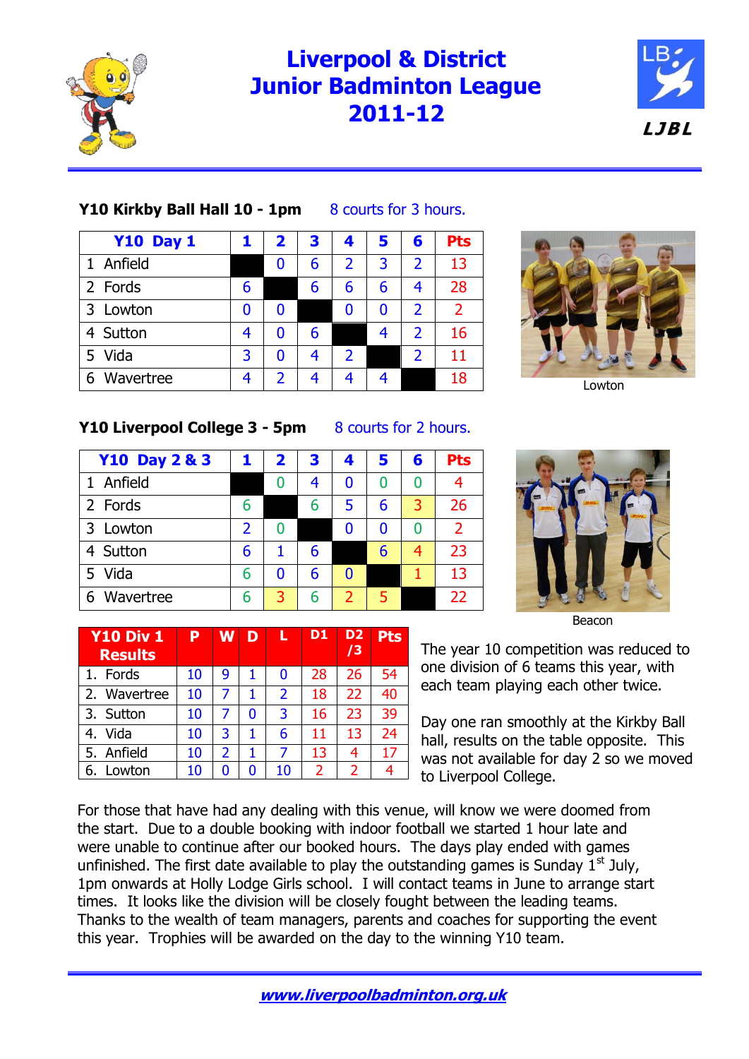# Liverpool & District Junior Badminton League 2011-12

**Y10 Kirkby Ball Hall 10 - 1pm** 8 courts for 3 hours.

| Y10 Day 1 | 1 | 2 | 3 | 4 | 5 | 6 | Pts |
|---|---|---|---|---|---|---|---|
| 1 Anfield | | 0 | 6 | 2 | 3 | 2 | 13 |
| 2 Fords | 6 | | 6 | 6 | 6 | 4 | 28 |
| 3 Lowton | 0 | 0 | | 0 | 0 | 2 | 2 |
| 4 Sutton | 4 | 0 | 6 | | 4 | 2 | 16 |
| 5 Vida | 3 | 0 | 4 | 2 | | 2 | 11 |
| 6 Wavertree | 4 | 2 | 4 | 4 | 4 | | 18 |

Lowton

**Y10 Liverpool College 3 - 5pm** 8 courts for 2 hours.

| Y10 Day 2 & 3 | 1 | 2 | 3 | 4 | 5 | 6 | Pts |
|---|---|---|---|---|---|---|---|
| 1 Anfield | | 0 | 4 | 0 | 0 | 0 | 4 |
| 2 Fords | 6 | | 6 | 5 | 6 | 3 | 26 |
| 3 Lowton | 2 | 0 | | 0 | 0 | 0 | 2 |
| 4 Sutton | 6 | 1 | 6 | | 6 | 4 | 23 |
| 5 Vida | 6 | 0 | 6 | 0 | | 1 | 13 |
| 6 Wavertree | 6 | 3 | 6 | 2 | 5 | | 22 |

Beacon

| Y10 Div 1 Results | P | W | D | L | D1 | D2 /3 | Pts |
|---|---|---|---|---|---|---|---|
| 1. Fords | 10 | 9 | 1 | 0 | 28 | 26 | 54 |
| 2. Wavertree | 10 | 7 | 1 | 2 | 18 | 22 | 40 |
| 3. Sutton | 10 | 7 | 0 | 3 | 16 | 23 | 39 |
| 4. Vida | 10 | 3 | 1 | 6 | 11 | 13 | 24 |
| 5. Anfield | 10 | 2 | 1 | 7 | 13 | 4 | 17 |
| 6. Lowton | 10 | 0 | 0 | 10 | 2 | 2 | 4 |

The year 10 competition was reduced to one division of 6 teams this year, with each team playing each other twice.

Day one ran smoothly at the Kirkby Ball hall, results on the table opposite. This was not available for day 2 so we moved to Liverpool College.

For those that have had any dealing with this venue, will know we were doomed from the start. Due to a double booking with indoor football we started 1 hour late and were unable to continue after our booked hours. The days play ended with games unfinished. The first date available to play the outstanding games is Sunday 1st July, 1pm onwards at Holly Lodge Girls school. I will contact teams in June to arrange start times. It looks like the division will be closely fought between the leading teams. Thanks to the wealth of team managers, parents and coaches for supporting the event this year. Trophies will be awarded on the day to the winning Y10 team.

*www.liverpoolbadminton.org.uk*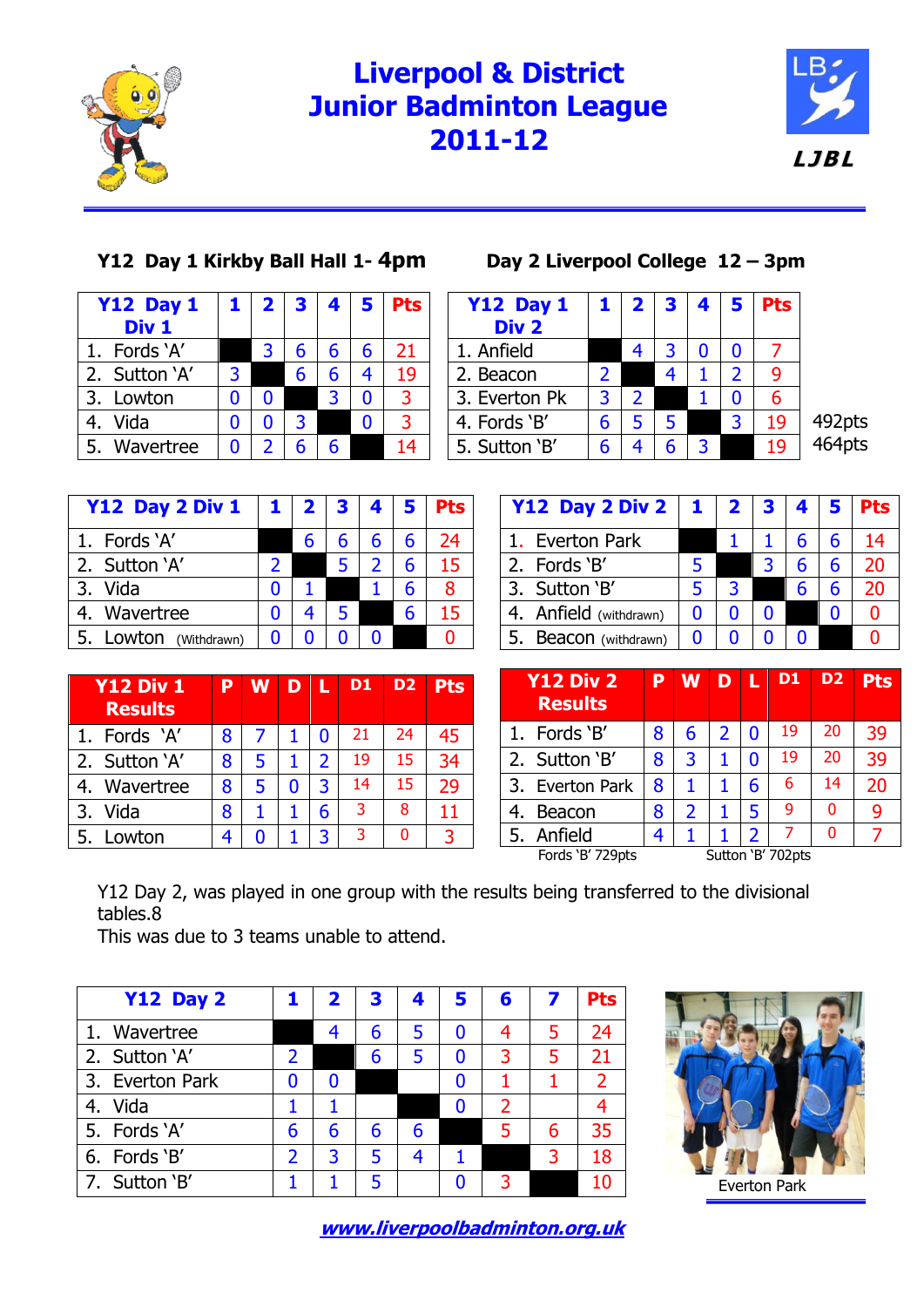# Liverpool & District Junior Badminton League 2011-12

LJBL

**Y12 Day 1 Kirkby Ball Hall 1- 4pm** | **Day 2 Liverpool College 12 – 3pm**

| Y12 Day 1 Div 1 | 1 | 2 | 3 | 4 | 5 | Pts |
|---|---|---|---|---|---|---|
| 1. Fords 'A' | | 3 | 6 | 6 | 6 | 21 |
| 2. Sutton 'A' | 3 | | 6 | 6 | 4 | 19 |
| 3. Lowton | 0 | 0 | | 3 | 0 | 3 |
| 4. Vida | 0 | 0 | 3 | | 0 | 3 |
| 5. Wavertree | 0 | 2 | 6 | 6 | | 14 |

| Y12 Day 1 Div 2 | 1 | 2 | 3 | 4 | 5 | Pts | |
|---|---|---|---|---|---|---|---|
| 1. Anfield | | 4 | 3 | 0 | 0 | 7 | |
| 2. Beacon | 2 | | 4 | 1 | 2 | 9 | |
| 3. Everton Pk | 3 | 2 | | 1 | 0 | 6 | |
| 4. Fords 'B' | 6 | 5 | 5 | | 3 | 19 | 492pts |
| 5. Sutton 'B' | 6 | 4 | 6 | 3 | | 19 | 464pts |

| Y12 Day 2 Div 1 | 1 | 2 | 3 | 4 | 5 | Pts |
|---|---|---|---|---|---|---|
| 1. Fords 'A' | | 6 | 6 | 6 | 6 | 24 |
| 2. Sutton 'A' | 2 | | 5 | 2 | 6 | 15 |
| 3. Vida | 0 | 1 | | 1 | 6 | 8 |
| 4. Wavertree | 0 | 4 | 5 | | 6 | 15 |
| 5. Lowton (Withdrawn) | 0 | 0 | 0 | 0 | | 0 |

| Y12 Day 2 Div 2 | 1 | 2 | 3 | 4 | 5 | Pts |
|---|---|---|---|---|---|---|
| 1. Everton Park | | 1 | 1 | 6 | 6 | 14 |
| 2. Fords 'B' | 5 | | 3 | 6 | 6 | 20 |
| 3. Sutton 'B' | 5 | 3 | | 6 | 6 | 20 |
| 4. Anfield (withdrawn) | 0 | 0 | 0 | | 0 | 0 |
| 5. Beacon (withdrawn) | 0 | 0 | 0 | 0 | | 0 |

| Y12 Div 1 Results | P | W | D | L | D1 | D2 | Pts |
|---|---|---|---|---|---|---|---|
| 1. Fords 'A' | 8 | 7 | 1 | 0 | 21 | 24 | 45 |
| 2. Sutton 'A' | 8 | 5 | 1 | 2 | 19 | 15 | 34 |
| 4. Wavertree | 8 | 5 | 0 | 3 | 14 | 15 | 29 |
| 3. Vida | 8 | 1 | 1 | 6 | 3 | 8 | 11 |
| 5. Lowton | 4 | 0 | 1 | 3 | 3 | 0 | 3 |

| Y12 Div 2 Results | P | W | D | L | D1 | D2 | Pts |
|---|---|---|---|---|---|---|---|
| 1. Fords 'B' | 8 | 6 | 2 | 0 | 19 | 20 | 39 |
| 2. Sutton 'B' | 8 | 3 | 1 | 0 | 19 | 20 | 39 |
| 3. Everton Park | 8 | 1 | 1 | 6 | 6 | 14 | 20 |
| 4. Beacon | 8 | 2 | 1 | 5 | 9 | 0 | 9 |
| 5. Anfield | 4 | 1 | 1 | 2 | 7 | 0 | 7 |

Fords 'B' 729pts Sutton 'B' 702pts

Y12 Day 2, was played in one group with the results being transferred to the divisional tables.8
This was due to 3 teams unable to attend.

| Y12 Day 2 | 1 | 2 | 3 | 4 | 5 | 6 | 7 | Pts |
|---|---|---|---|---|---|---|---|---|
| 1. Wavertree | | 4 | 6 | 5 | 0 | 4 | 5 | 24 |
| 2. Sutton 'A' | 2 | | 6 | 5 | 0 | 3 | 5 | 21 |
| 3. Everton Park | 0 | 0 | | | 0 | 1 | 1 | 2 |
| 4. Vida | 1 | 1 | | | 0 | 2 | | 4 |
| 5. Fords 'A' | 6 | 6 | 6 | 6 | | 5 | 6 | 35 |
| 6. Fords 'B' | 2 | 3 | 5 | 4 | 1 | | 3 | 18 |
| 7. Sutton 'B' | 1 | 1 | 5 | | 0 | 3 | | 10 |

Everton Park

www.liverpoolbadminton.org.uk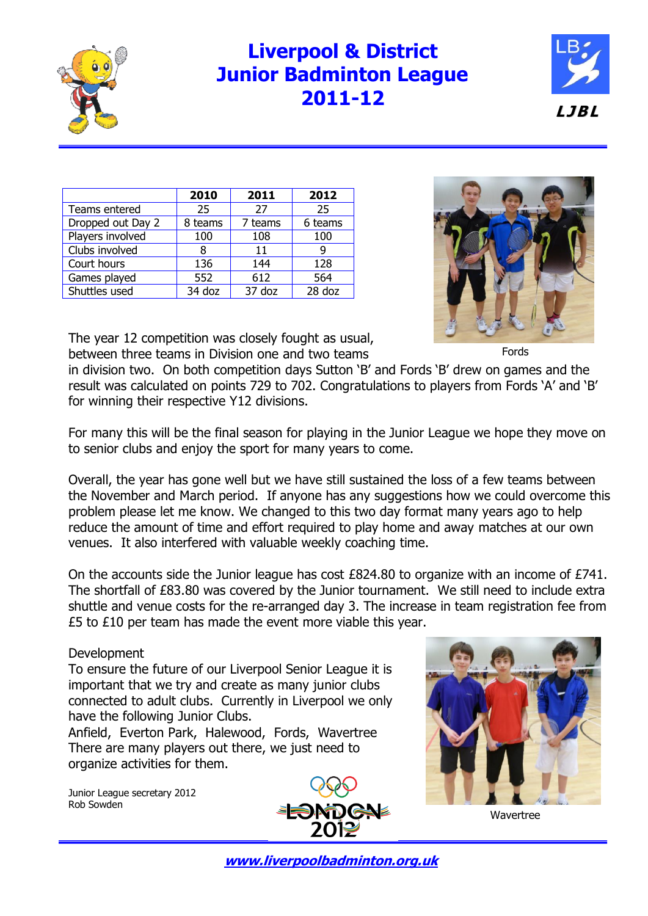# Liverpool & District Junior Badminton League 2011-12

| | 2010 | 2011 | 2012 |
|---|---|---|---|
| Teams entered | 25 | 27 | 25 |
| Dropped out Day 2 | 8 teams | 7 teams | 6 teams |
| Players involved | 100 | 108 | 100 |
| Clubs involved | 8 | 11 | 9 |
| Court hours | 136 | 144 | 128 |
| Games played | 552 | 612 | 564 |
| Shuttles used | 34 doz | 37 doz | 28 doz |

Fords

The year 12 competition was closely fought as usual, between three teams in Division one and two teams in division two. On both competition days Sutton 'B' and Fords 'B' drew on games and the result was calculated on points 729 to 702. Congratulations to players from Fords 'A' and 'B' for winning their respective Y12 divisions.

For many this will be the final season for playing in the Junior League we hope they move on to senior clubs and enjoy the sport for many years to come.

Overall, the year has gone well but we have still sustained the loss of a few teams between the November and March period. If anyone has any suggestions how we could overcome this problem please let me know. We changed to this two day format many years ago to help reduce the amount of time and effort required to play home and away matches at our own venues. It also interfered with valuable weekly coaching time.

On the accounts side the Junior league has cost £824.80 to organize with an income of £741. The shortfall of £83.80 was covered by the Junior tournament. We still need to include extra shuttle and venue costs for the re-arranged day 3. The increase in team registration fee from £5 to £10 per team has made the event more viable this year.

Development

To ensure the future of our Liverpool Senior League it is important that we try and create as many junior clubs connected to adult clubs. Currently in Liverpool we only have the following Junior Clubs.

Anfield, Everton Park, Halewood, Fords, Wavertree

There are many players out there, we just need to organize activities for them.

Junior League secretary 2012
Rob Sowden

Wavertree

www.liverpoolbadminton.org.uk